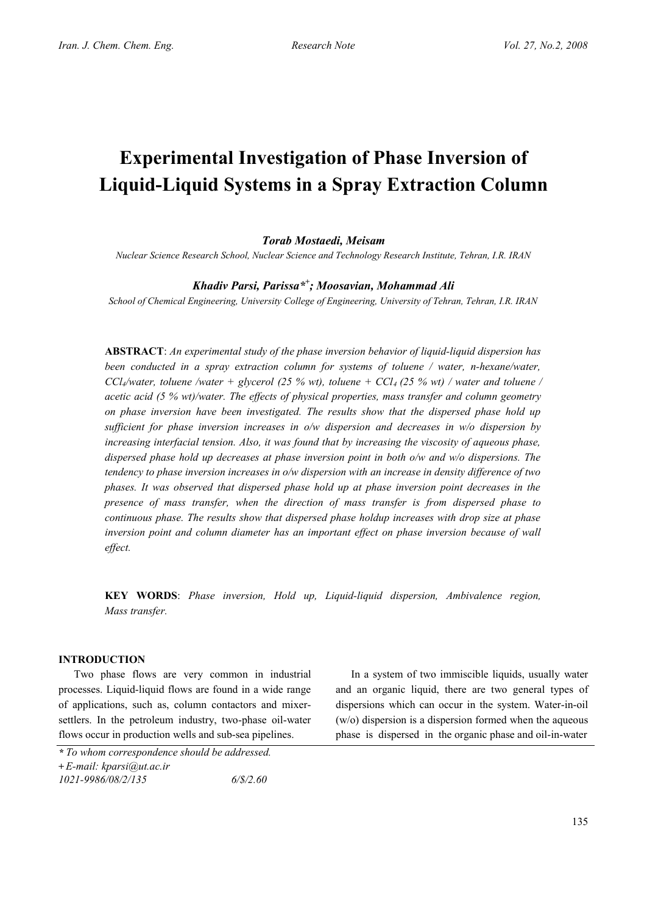# Experimental Investigation of Phase Inversion of Liquid-Liquid Systems in a Spray Extraction Column

***Torab Mostaedi, Meisam***

*Nuclear Science Research School, Nuclear Science and Technology Research Institute, Tehran, I.R. IRAN*

***Khadiv Parsi, Parissa\*+; Moosavian, Mohammad Ali***

*School of Chemical Engineering, University College of Engineering, University of Tehran, Tehran, I.R. IRAN*

**ABSTRACT**: *An experimental study of the phase inversion behavior of liquid-liquid dispersion has been conducted in a spray extraction column for systems of toluene / water, n-hexane/water, $CCl_4$/water, toluene /water + glycerol (25 % wt), toluene + $CCl_4$ (25 % wt) / water and toluene / acetic acid (5 % wt)/water. The effects of physical properties, mass transfer and column geometry on phase inversion have been investigated. The results show that the dispersed phase hold up sufficient for phase inversion increases in o/w dispersion and decreases in w/o dispersion by increasing interfacial tension. Also, it was found that by increasing the viscosity of aqueous phase, dispersed phase hold up decreases at phase inversion point in both o/w and w/o dispersions. The tendency to phase inversion increases in o/w dispersion with an increase in density difference of two phases. It was observed that dispersed phase hold up at phase inversion point decreases in the presence of mass transfer, when the direction of mass transfer is from dispersed phase to continuous phase. The results show that dispersed phase holdup increases with drop size at phase inversion point and column diameter has an important effect on phase inversion because of wall effect.*

**KEY WORDS**: *Phase inversion, Hold up, Liquid-liquid dispersion, Ambivalence region, Mass transfer.*

## INTRODUCTION

Two phase flows are very common in industrial processes. Liquid-liquid flows are found in a wide range of applications, such as, column contactors and mixer-settlers. In the petroleum industry, two-phase oil-water flows occur in production wells and sub-sea pipelines.

In a system of two immiscible liquids, usually water and an organic liquid, there are two general types of dispersions which can occur in the system. Water-in-oil (w/o) dispersion is a dispersion formed when the aqueous phase is dispersed in the organic phase and oil-in-water

*\* To whom correspondence should be addressed.*
*+ E-mail: kparsi@ut.ac.ir*
*1021-9986/08/2/135 6/$/2.60*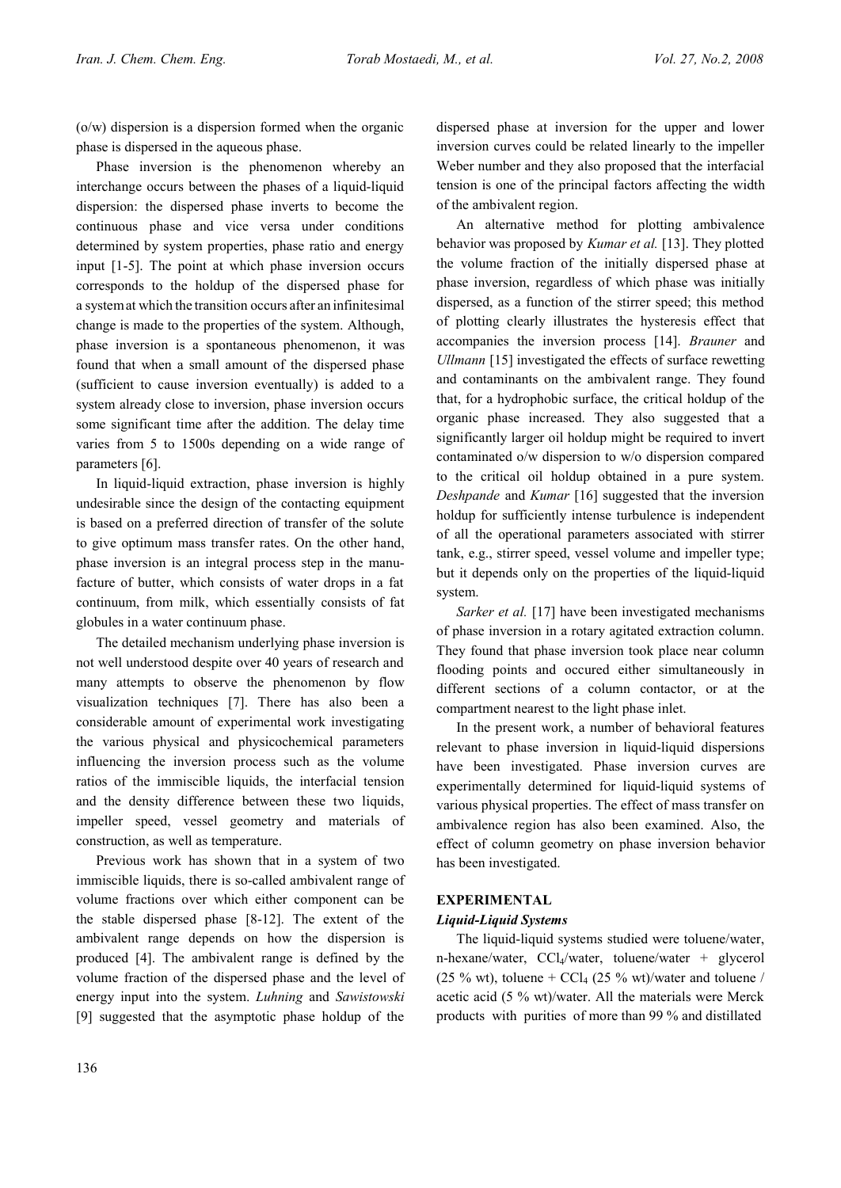(o/w) dispersion is a dispersion formed when the organic phase is dispersed in the aqueous phase.

Phase inversion is the phenomenon whereby an interchange occurs between the phases of a liquid-liquid dispersion: the dispersed phase inverts to become the continuous phase and vice versa under conditions determined by system properties, phase ratio and energy input [1-5]. The point at which phase inversion occurs corresponds to the holdup of the dispersed phase for a system at which the transition occurs after an infinitesimal change is made to the properties of the system. Although, phase inversion is a spontaneous phenomenon, it was found that when a small amount of the dispersed phase (sufficient to cause inversion eventually) is added to a system already close to inversion, phase inversion occurs some significant time after the addition. The delay time varies from 5 to 1500s depending on a wide range of parameters [6].

In liquid-liquid extraction, phase inversion is highly undesirable since the design of the contacting equipment is based on a preferred direction of transfer of the solute to give optimum mass transfer rates. On the other hand, phase inversion is an integral process step in the manufacture of butter, which consists of water drops in a fat continuum, from milk, which essentially consists of fat globules in a water continuum phase.

The detailed mechanism underlying phase inversion is not well understood despite over 40 years of research and many attempts to observe the phenomenon by flow visualization techniques [7]. There has also been a considerable amount of experimental work investigating the various physical and physicochemical parameters influencing the inversion process such as the volume ratios of the immiscible liquids, the interfacial tension and the density difference between these two liquids, impeller speed, vessel geometry and materials of construction, as well as temperature.

Previous work has shown that in a system of two immiscible liquids, there is so-called ambivalent range of volume fractions over which either component can be the stable dispersed phase [8-12]. The extent of the ambivalent range depends on how the dispersion is produced [4]. The ambivalent range is defined by the volume fraction of the dispersed phase and the level of energy input into the system. *Luhning* and *Sawistowski* [9] suggested that the asymptotic phase holdup of the dispersed phase at inversion for the upper and lower inversion curves could be related linearly to the impeller Weber number and they also proposed that the interfacial tension is one of the principal factors affecting the width of the ambivalent region.

An alternative method for plotting ambivalence behavior was proposed by *Kumar et al.* [13]. They plotted the volume fraction of the initially dispersed phase at phase inversion, regardless of which phase was initially dispersed, as a function of the stirrer speed; this method of plotting clearly illustrates the hysteresis effect that accompanies the inversion process [14]. *Brauner* and *Ullmann* [15] investigated the effects of surface rewetting and contaminants on the ambivalent range. They found that, for a hydrophobic surface, the critical holdup of the organic phase increased. They also suggested that a significantly larger oil holdup might be required to invert contaminated o/w dispersion to w/o dispersion compared to the critical oil holdup obtained in a pure system. *Deshpande* and *Kumar* [16] suggested that the inversion holdup for sufficiently intense turbulence is independent of all the operational parameters associated with stirrer tank, e.g., stirrer speed, vessel volume and impeller type; but it depends only on the properties of the liquid-liquid system.

*Sarker et al.* [17] have been investigated mechanisms of phase inversion in a rotary agitated extraction column. They found that phase inversion took place near column flooding points and occured either simultaneously in different sections of a column contactor, or at the compartment nearest to the light phase inlet.

In the present work, a number of behavioral features relevant to phase inversion in liquid-liquid dispersions have been investigated. Phase inversion curves are experimentally determined for liquid-liquid systems of various physical properties. The effect of mass transfer on ambivalence region has also been examined. Also, the effect of column geometry on phase inversion behavior has been investigated.

## EXPERIMENTAL

### *Liquid-Liquid Systems*

The liquid-liquid systems studied were toluene/water, n-hexane/water, $CCl_4$/water, toluene/water + glycerol (25 % wt), toluene + $CCl_4$ (25 % wt)/water and toluene / acetic acid (5 % wt)/water. All the materials were Merck products with purities of more than 99 % and distilled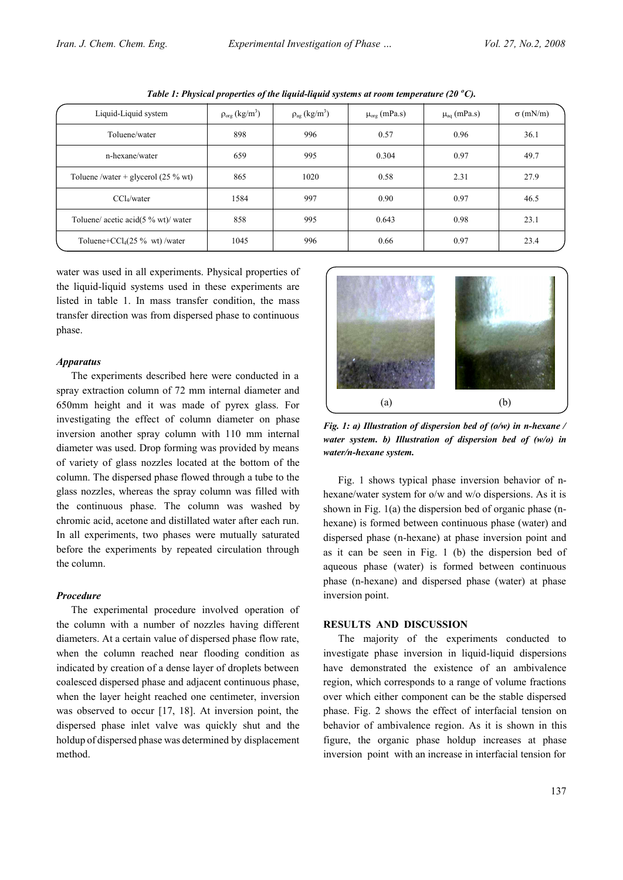*Table 1: Physical properties of the liquid-liquid systems at room temperature (20 °C).*

| Liquid-Liquid system | $\rho_{org}$ (kg/m$^3$) | $\rho_{aq}$ (kg/m$^3$) | $\mu_{org}$ (mPa.s) | $\mu_{aq}$ (mPa.s) | $\sigma$ (mN/m) |
|---|---|---|---|---|---|
| Toluene/water | 898 | 996 | 0.57 | 0.96 | 36.1 |
| n-hexane/water | 659 | 995 | 0.304 | 0.97 | 49.7 |
| Toluene /water + glycerol (25 % wt) | 865 | 1020 | 0.58 | 2.31 | 27.9 |
| $CCl_4$/water | 1584 | 997 | 0.90 | 0.97 | 46.5 |
| Toluene/ acetic acid(5 % wt)/ water | 858 | 995 | 0.643 | 0.98 | 23.1 |
| Toluene+$CCl_4$(25 % wt) /water | 1045 | 996 | 0.66 | 0.97 | 23.4 |

water was used in all experiments. Physical properties of the liquid-liquid systems used in these experiments are listed in table 1. In mass transfer condition, the mass transfer direction was from dispersed phase to continuous phase.

### *Apparatus*

The experiments described here were conducted in a spray extraction column of 72 mm internal diameter and 650mm height and it was made of pyrex glass. For investigating the effect of column diameter on phase inversion another spray column with 110 mm internal diameter was used. Drop forming was provided by means of variety of glass nozzles located at the bottom of the column. The dispersed phase flowed through a tube to the glass nozzles, whereas the spray column was filled with the continuous phase. The column was washed by chromic acid, acetone and distillated water after each run. In all experiments, two phases were mutually saturated before the experiments by repeated circulation through the column.

### *Procedure*

The experimental procedure involved operation of the column with a number of nozzles having different diameters. At a certain value of dispersed phase flow rate, when the column reached near flooding condition as indicated by creation of a dense layer of droplets between coalesced dispersed phase and adjacent continuous phase, when the layer height reached one centimeter, inversion was observed to occur [17, 18]. At inversion point, the dispersed phase inlet valve was quickly shut and the holdup of dispersed phase was determined by displacement method.

(a) (b)

***Fig. 1: a) Illustration of dispersion bed of (o/w) in n-hexane / water system. b) Illustration of dispersion bed of (w/o) in water/n-hexane system.***

Fig. 1 shows typical phase inversion behavior of n-hexane/water system for o/w and w/o dispersions. As it is shown in Fig. 1(a) the dispersion bed of organic phase (n-hexane) is formed between continuous phase (water) and dispersed phase (n-hexane) at phase inversion point and as it can be seen in Fig. 1 (b) the dispersion bed of aqueous phase (water) is formed between continuous phase (n-hexane) and dispersed phase (water) at phase inversion point.

## RESULTS AND DISCUSSION

The majority of the experiments conducted to investigate phase inversion in liquid-liquid dispersions have demonstrated the existence of an ambivalence region, which corresponds to a range of volume fractions over which either component can be the stable dispersed phase. Fig. 2 shows the effect of interfacial tension on behavior of ambivalence region. As it is shown in this figure, the organic phase holdup increases at phase inversion point with an increase in interfacial tension for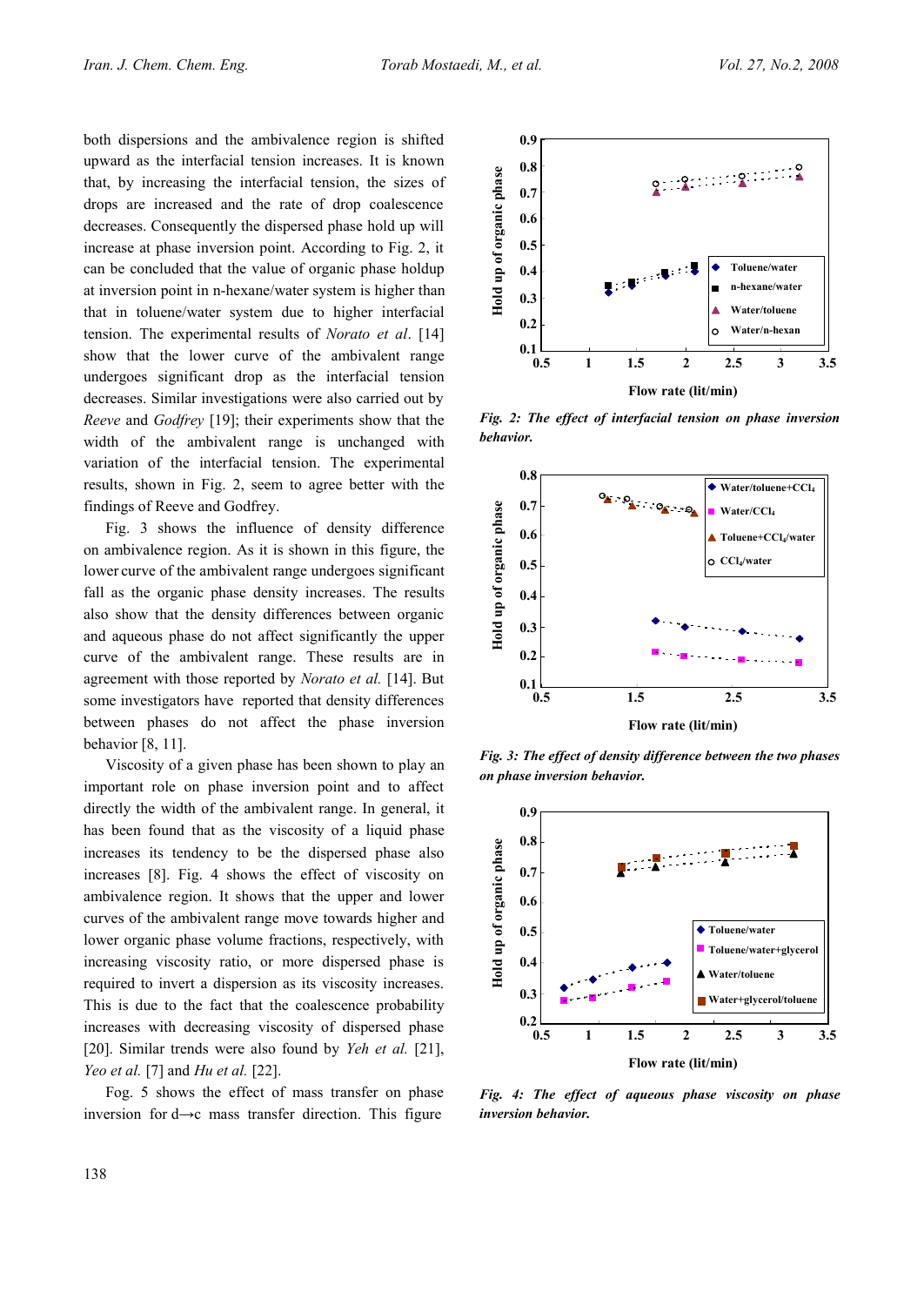both dispersions and the ambivalence region is shifted upward as the interfacial tension increases. It is known that, by increasing the interfacial tension, the sizes of drops are increased and the rate of drop coalescence decreases. Consequently the dispersed phase hold up will increase at phase inversion point. According to Fig. 2, it can be concluded that the value of organic phase holdup at inversion point in n-hexane/water system is higher than that in toluene/water system due to higher interfacial tension. The experimental results of *Norato et al*. [14] show that the lower curve of the ambivalent range undergoes significant drop as the interfacial tension decreases. Similar investigations were also carried out by *Reeve* and *Godfrey* [19]; their experiments show that the width of the ambivalent range is unchanged with variation of the interfacial tension. The experimental results, shown in Fig. 2, seem to agree better with the findings of Reeve and Godfrey.

Fig. 3 shows the influence of density difference on ambivalence region. As it is shown in this figure, the lower curve of the ambivalent range undergoes significant fall as the organic phase density increases. The results also show that the density differences between organic and aqueous phase do not affect significantly the upper curve of the ambivalent range. These results are in agreement with those reported by *Norato et al.* [14]. But some investigators have reported that density differences between phases do not affect the phase inversion behavior [8, 11].

Viscosity of a given phase has been shown to play an important role on phase inversion point and to affect directly the width of the ambivalent range. In general, it has been found that as the viscosity of a liquid phase increases its tendency to be the dispersed phase also increases [8]. Fig. 4 shows the effect of viscosity on ambivalence region. It shows that the upper and lower curves of the ambivalent range move towards higher and lower organic phase volume fractions, respectively, with increasing viscosity ratio, or more dispersed phase is required to invert a dispersion as its viscosity increases. This is due to the fact that the coalescence probability increases with decreasing viscosity of dispersed phase [20]. Similar trends were also found by *Yeh et al.* [21], *Yeo et al.* [7] and *Hu et al.* [22].

Fog. 5 shows the effect of mass transfer on phase inversion for d→c mass transfer direction. This figure

*Fig. 2: The effect of interfacial tension on phase inversion behavior.*

*Fig. 3: The effect of density difference between the two phases on phase inversion behavior.*

*Fig. 4: The effect of aqueous phase viscosity on phase inversion behavior.*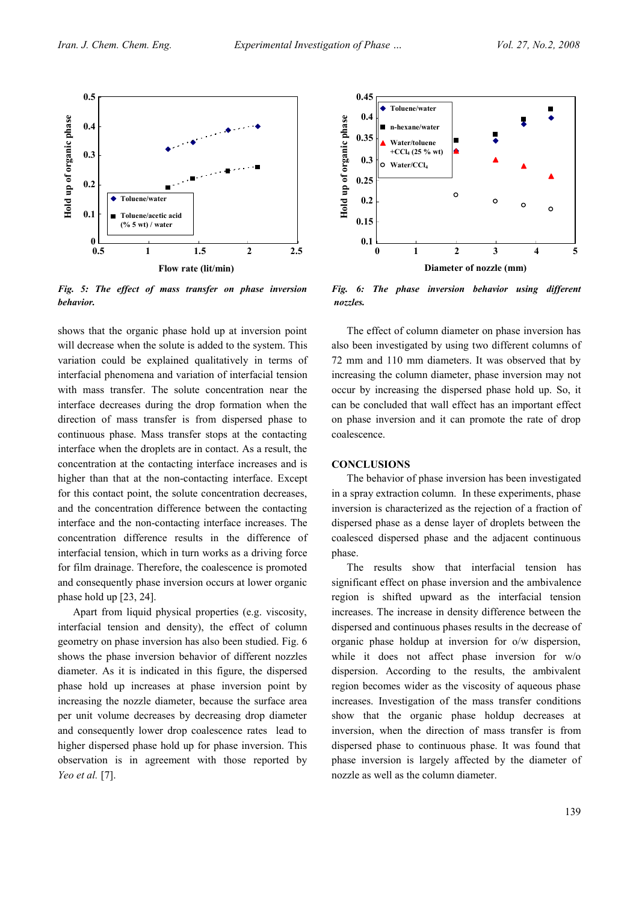*Fig. 5: The effect of mass transfer on phase inversion behavior.*

*Fig. 6: The phase inversion behavior using different nozzles.*

shows that the organic phase hold up at inversion point will decrease when the solute is added to the system. This variation could be explained qualitatively in terms of interfacial phenomena and variation of interfacial tension with mass transfer. The solute concentration near the interface decreases during the drop formation when the direction of mass transfer is from dispersed phase to continuous phase. Mass transfer stops at the contacting interface when the droplets are in contact. As a result, the concentration at the contacting interface increases and is higher than that at the non-contacting interface. Except for this contact point, the solute concentration decreases, and the concentration difference between the contacting interface and the non-contacting interface increases. The concentration difference results in the difference of interfacial tension, which in turn works as a driving force for film drainage. Therefore, the coalescence is promoted and consequently phase inversion occurs at lower organic phase hold up [23, 24].

Apart from liquid physical properties (e.g. viscosity, interfacial tension and density), the effect of column geometry on phase inversion has also been studied. Fig. 6 shows the phase inversion behavior of different nozzles diameter. As it is indicated in this figure, the dispersed phase hold up increases at phase inversion point by increasing the nozzle diameter, because the surface area per unit volume decreases by decreasing drop diameter and consequently lower drop coalescence rates lead to higher dispersed phase hold up for phase inversion. This observation is in agreement with those reported by *Yeo et al.* [7].

The effect of column diameter on phase inversion has also been investigated by using two different columns of 72 mm and 110 mm diameters. It was observed that by increasing the column diameter, phase inversion may not occur by increasing the dispersed phase hold up. So, it can be concluded that wall effect has an important effect on phase inversion and it can promote the rate of drop coalescence.

## CONCLUSIONS

The behavior of phase inversion has been investigated in a spray extraction column. In these experiments, phase inversion is characterized as the rejection of a fraction of dispersed phase as a dense layer of droplets between the coalesced dispersed phase and the adjacent continuous phase.

The results show that interfacial tension has significant effect on phase inversion and the ambivalence region is shifted upward as the interfacial tension increases. The increase in density difference between the dispersed and continuous phases results in the decrease of organic phase holdup at inversion for o/w dispersion, while it does not affect phase inversion for w/o dispersion. According to the results, the ambivalent region becomes wider as the viscosity of aqueous phase increases. Investigation of the mass transfer conditions show that the organic phase holdup decreases at inversion, when the direction of mass transfer is from dispersed phase to continuous phase. It was found that phase inversion is largely affected by the diameter of nozzle as well as the column diameter.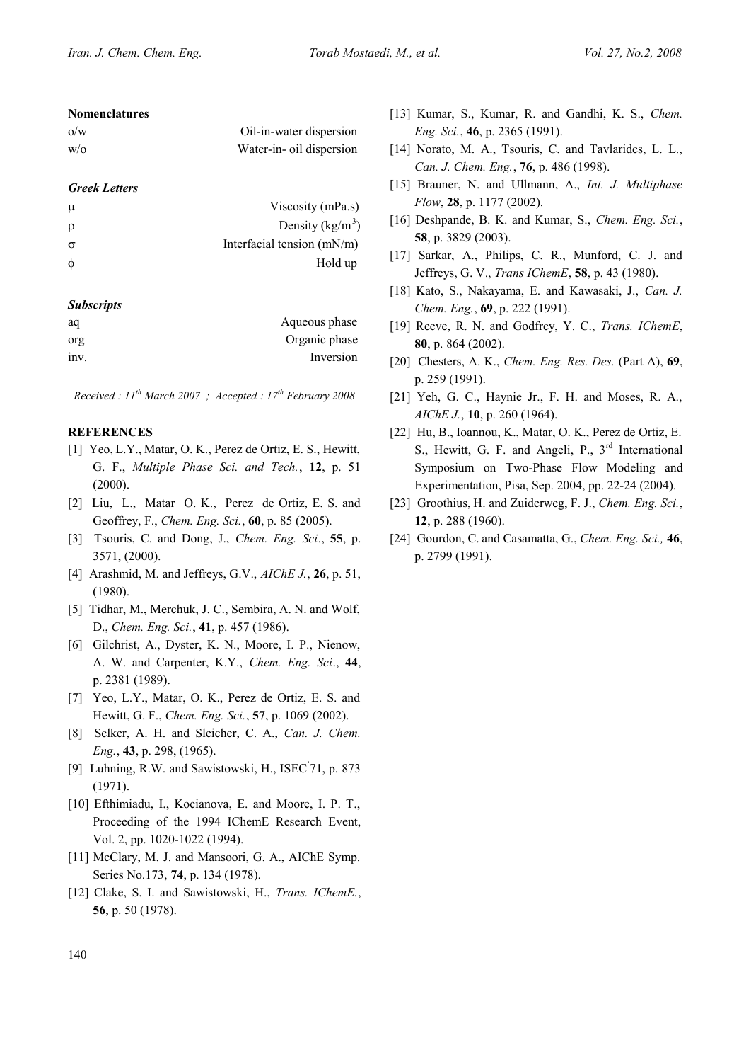### Nomenclatures

| | |
|---|---|
| o/w | Oil-in-water dispersion |
| w/o | Water-in- oil dispersion |

### *Greek Letters*

| | |
|---|---|
| $\mu$ | Viscosity (mPa.s) |
| $\rho$ | Density (kg/m$^3$) |
| $\sigma$ | Interfacial tension (mN/m) |
| $\phi$ | Hold up |

### *Subscripts*

| | |
|---|---|
| aq | Aqueous phase |
| org | Organic phase |
| inv. | Inversion |

*Received : 11th March 2007 ; Accepted : 17th February 2008*

### REFERENCES

[1] Yeo, L.Y., Matar, O. K., Perez de Ortiz, E. S., Hewitt, G. F., *Multiple Phase Sci. and Tech.*, **12**, p. 51 (2000).

[2] Liu, L., Matar O. K., Perez de Ortiz, E. S. and Geoffrey, F., *Chem. Eng. Sci.*, **60**, p. 85 (2005).

[3] Tsouris, C. and Dong, J., *Chem. Eng. Sci*., **55**, p. 3571, (2000).

[4] Arashmid, M. and Jeffreys, G.V., *AIChE J.*, **26**, p. 51, (1980).

[5] Tidhar, M., Merchuk, J. C., Sembira, A. N. and Wolf, D., *Chem. Eng. Sci.*, **41**, p. 457 (1986).

[6] Gilchrist, A., Dyster, K. N., Moore, I. P., Nienow, A. W. and Carpenter, K.Y., *Chem. Eng. Sci*., **44**, p. 2381 (1989).

[7] Yeo, L.Y., Matar, O. K., Perez de Ortiz, E. S. and Hewitt, G. F., *Chem. Eng. Sci.*, **57**, p. 1069 (2002).

[8] Selker, A. H. and Sleicher, C. A., *Can. J. Chem. Eng.*, **43**, p. 298, (1965).

[9] Luhning, R.W. and Sawistowski, H., ISEC'71, p. 873 (1971).

[10] Efthimiadu, I., Kocianova, E. and Moore, I. P. T., Proceeding of the 1994 IChemE Research Event, Vol. 2, pp. 1020-1022 (1994).

[11] McClary, M. J. and Mansoori, G. A., AIChE Symp. Series No.173, **74**, p. 134 (1978).

[12] Clake, S. I. and Sawistowski, H., *Trans. IChemE.*, **56**, p. 50 (1978).

[13] Kumar, S., Kumar, R. and Gandhi, K. S., *Chem. Eng. Sci.*, **46**, p. 2365 (1991).

[14] Norato, M. A., Tsouris, C. and Tavlarides, L. L., *Can. J. Chem. Eng.*, **76**, p. 486 (1998).

[15] Brauner, N. and Ullmann, A., *Int. J. Multiphase Flow*, **28**, p. 1177 (2002).

[16] Deshpande, B. K. and Kumar, S., *Chem. Eng. Sci.*, **58**, p. 3829 (2003).

[17] Sarkar, A., Philips, C. R., Munford, C. J. and Jeffreys, G. V., *Trans IChemE*, **58**, p. 43 (1980).

[18] Kato, S., Nakayama, E. and Kawasaki, J., *Can. J. Chem. Eng.*, **69**, p. 222 (1991).

[19] Reeve, R. N. and Godfrey, Y. C., *Trans. IChemE*, **80**, p. 864 (2002).

[20] Chesters, A. K., *Chem. Eng. Res. Des.* (Part A), **69**, p. 259 (1991).

[21] Yeh, G. C., Haynie Jr., F. H. and Moses, R. A., *AIChE J.*, **10**, p. 260 (1964).

[22] Hu, B., Ioannou, K., Matar, O. K., Perez de Ortiz, E. S., Hewitt, G. F. and Angeli, P., 3rd International Symposium on Two-Phase Flow Modeling and Experimentation, Pisa, Sep. 2004, pp. 22-24 (2004).

[23] Groothius, H. and Zuiderweg, F. J., *Chem. Eng. Sci.*, **12**, p. 288 (1960).

[24] Gourdon, C. and Casamatta, G., *Chem. Eng. Sci.,* **46**, p. 2799 (1991).